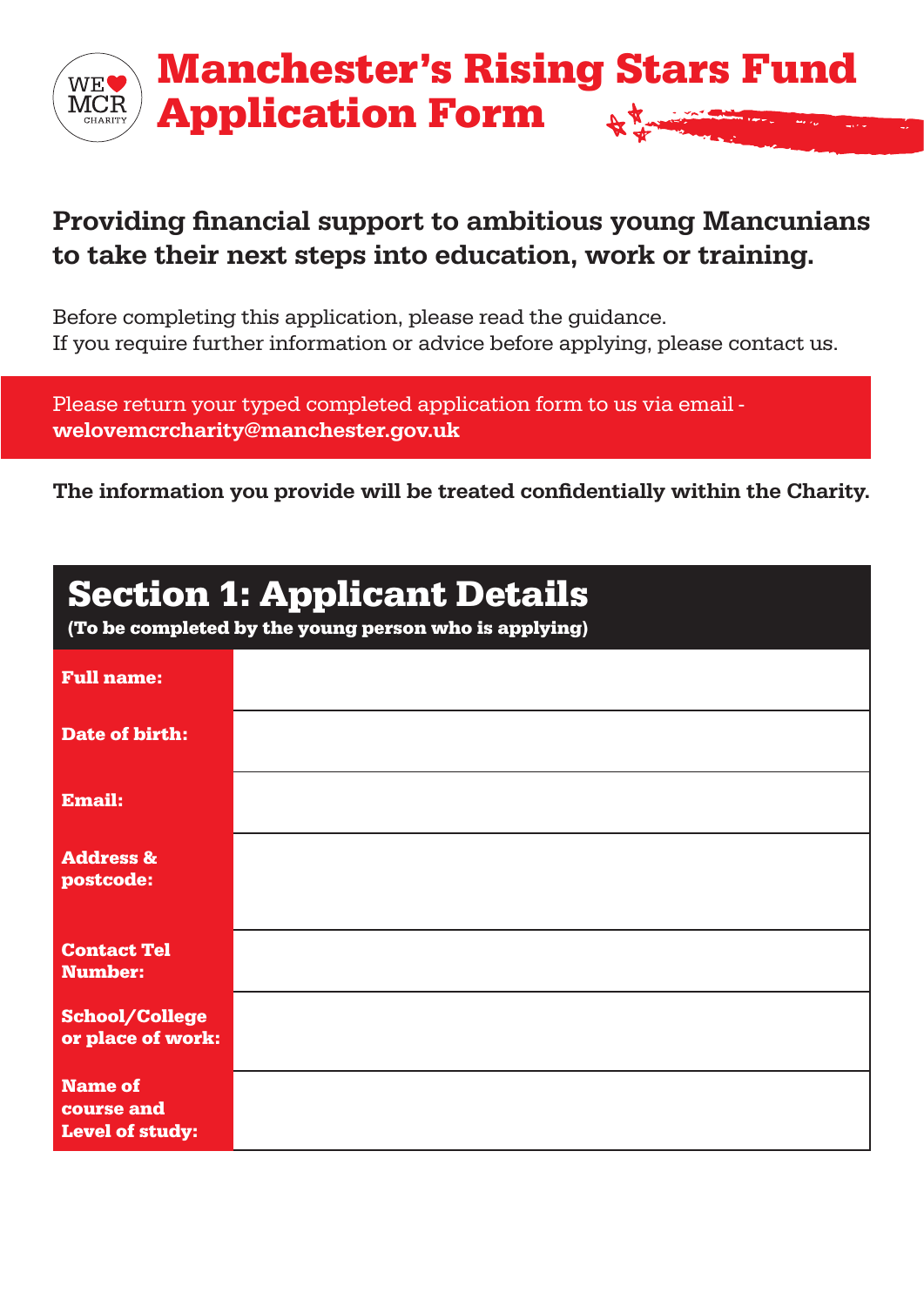# Manchester's Rising Stars Fund Application Form

**Providing financial support to ambitious young Mancunians to take their next steps into education, work or training.**

Before completing this application, please read the guidance.
If you require further information or advice before applying, please contact us.

Please return your typed completed application form to us via email - **welovemcrcharity@manchester.gov.uk**

**The information you provide will be treated confidentially within the Charity.**

## Section 1: Applicant Details

**(To be completed by the young person who is applying)**

| | |
|---|---|
| **Full name:** | |
| **Date of birth:** | |
| **Email:** | |
| **Address & postcode:** | |
| **Contact Tel Number:** | |
| **School/College or place of work:** | |
| **Name of course and Level of study:** | |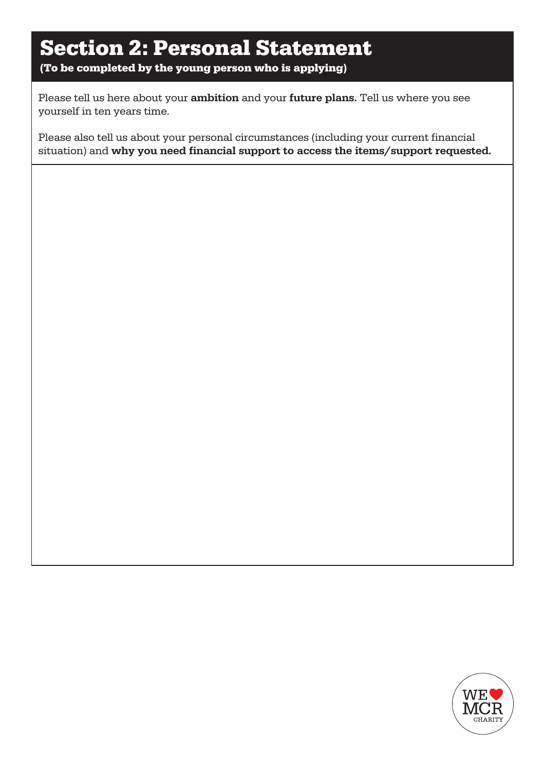# Section 2: Personal Statement

**(To be completed by the young person who is applying)**

Please tell us here about your **ambition** and your **future plans.** Tell us where you see yourself in ten years time.

Please also tell us about your personal circumstances (including your current financial situation) and **why you need financial support to access the items/support requested.**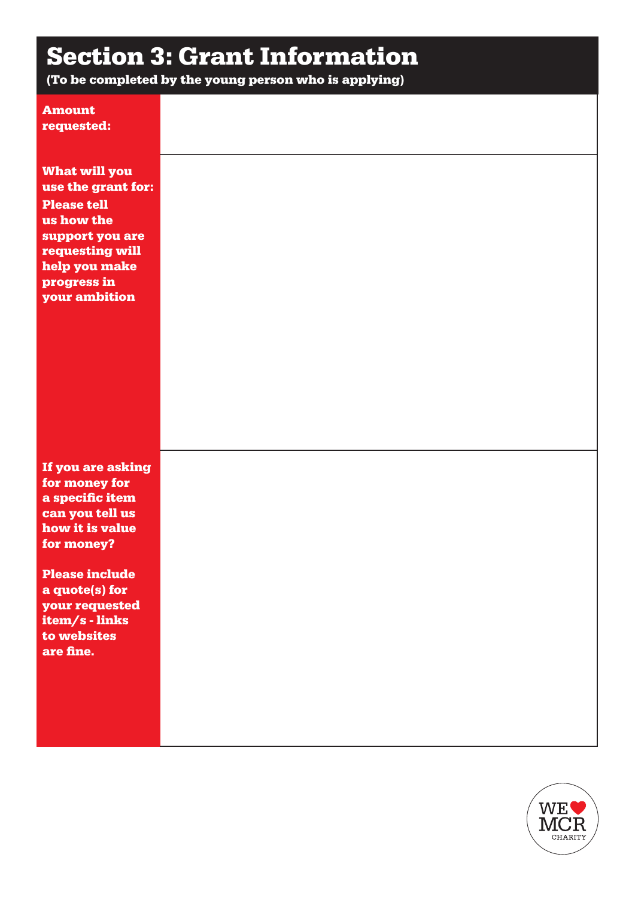# Section 3: Grant Information

(To be completed by the young person who is applying)

| | |
|---|---|
| **Amount requested:** | |
| **What will you use the grant for: Please tell us how the support you are requesting will help you make progress in your ambition** | |
| **If you are asking for money for a specific item can you tell us how it is value for money?**<br><br>**Please include a quote(s) for your requested item/s - links to websites are fine.** | |

WE ❤ MCR CHARITY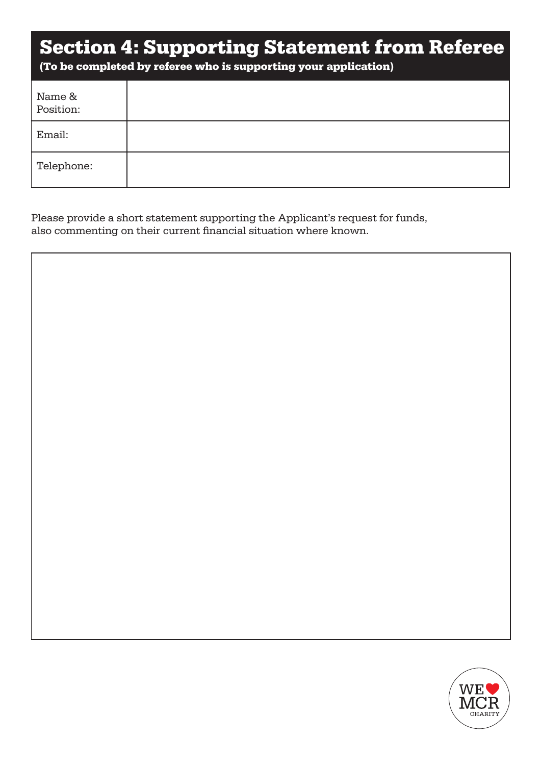# Section 4: Supporting Statement from Referee

**(To be completed by referee who is supporting your application)**

| | |
|---|---|
| Name & Position: | |
| Email: | |
| Telephone: | |

Please provide a short statement supporting the Applicant's request for funds, also commenting on their current financial situation where known.

| |
|---|
| |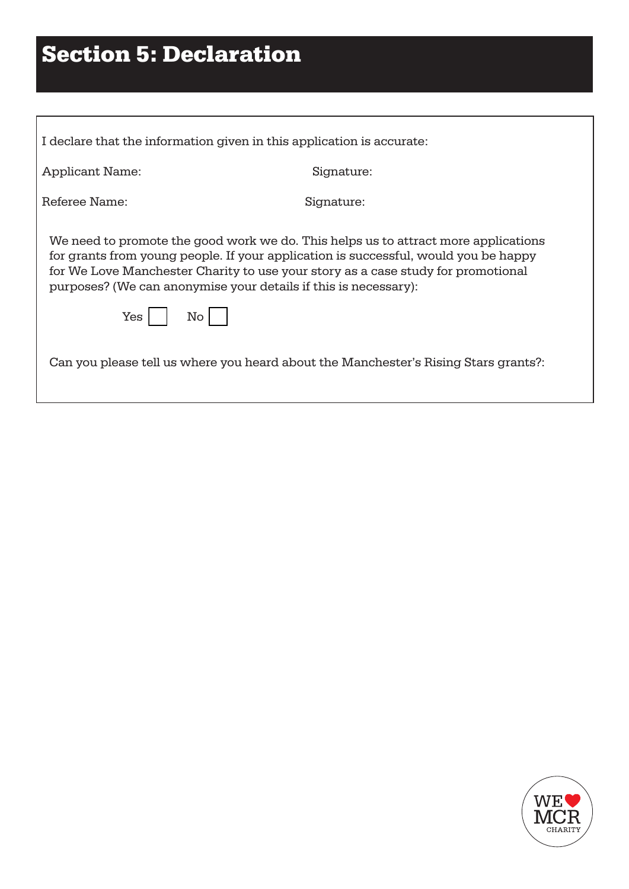# Section 5: Declaration

I declare that the information given in this application is accurate:

Applicant Name: Signature:

Referee Name: Signature:

We need to promote the good work we do. This helps us to attract more applications for grants from young people. If your application is successful, would you be happy for We Love Manchester Charity to use your story as a case study for promotional purposes? (We can anonymise your details if this is necessary):

Yes ☐ No ☐

Can you please tell us where you heard about the Manchester's Rising Stars grants?: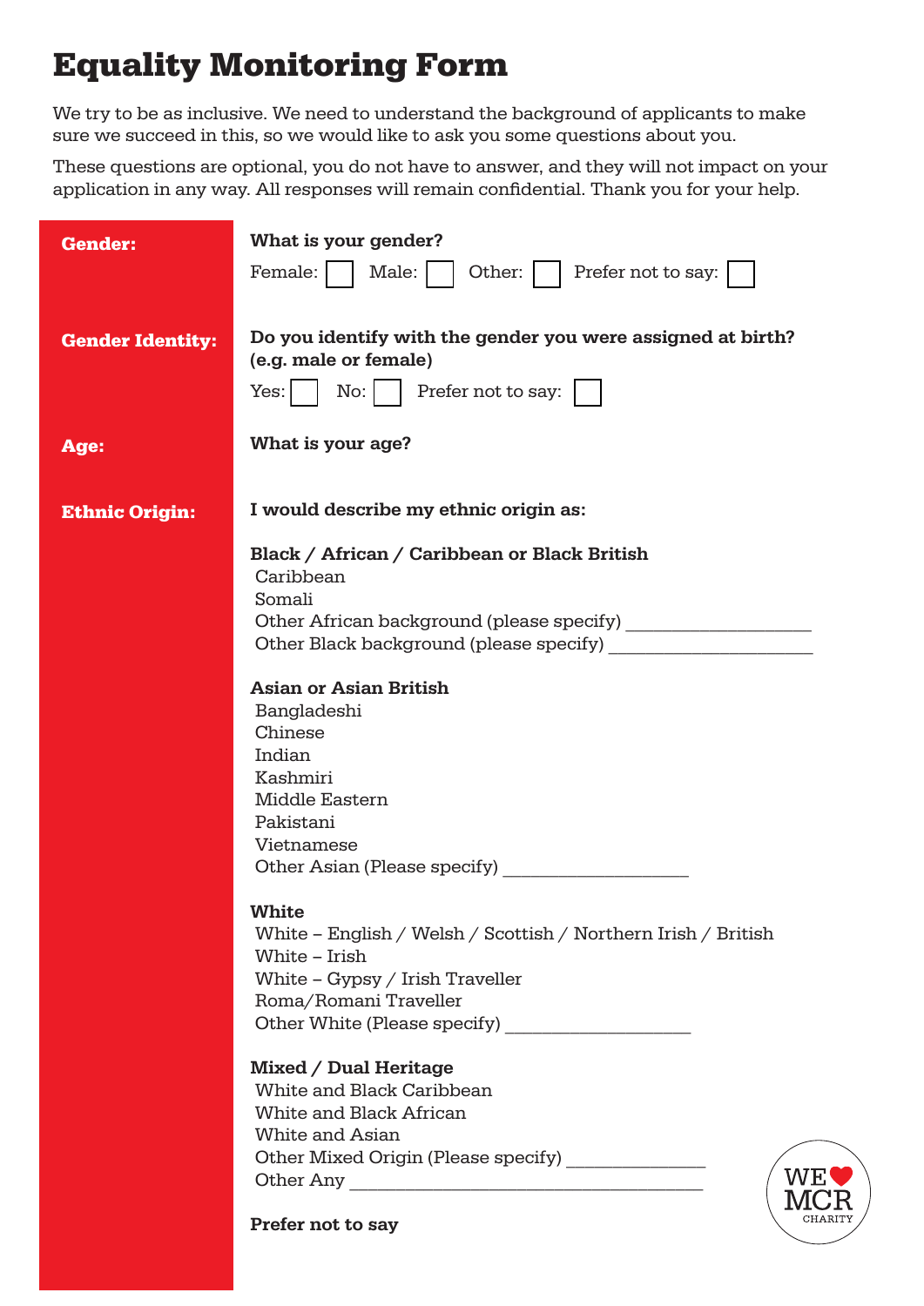# Equality Monitoring Form

We try to be as inclusive. We need to understand the background of applicants to make sure we succeed in this, so we would like to ask you some questions about you.

These questions are optional, you do not have to answer, and they will not impact on your application in any way. All responses will remain confidential. Thank you for your help.

**Gender:**

**What is your gender?**

Female: ☐ Male: ☐ Other: ☐ Prefer not to say: ☐

**Gender Identity:**

**Do you identify with the gender you were assigned at birth? (e.g. male or female)**

Yes: ☐ No: ☐ Prefer not to say: ☐

**Age:**

**What is your age?**

**Ethnic Origin:**

**I would describe my ethnic origin as:**

**Black / African / Caribbean or Black British**

Caribbean
Somali
Other African background (please specify) ___________________
Other Black background (please specify) _____________________

**Asian or Asian British**

Bangladeshi
Chinese
Indian
Kashmiri
Middle Eastern
Pakistani
Vietnamese
Other Asian (Please specify) ___________________

**White**

White – English / Welsh / Scottish / Northern Irish / British
White – Irish
White – Gypsy / Irish Traveller
Roma/Romani Traveller
Other White (Please specify) ___________________

**Mixed / Dual Heritage**

White and Black Caribbean
White and Black African
White and Asian
Other Mixed Origin (Please specify) ______________
Other Any _____________________________________

**Prefer not to say**

WE ❤ MCR CHARITY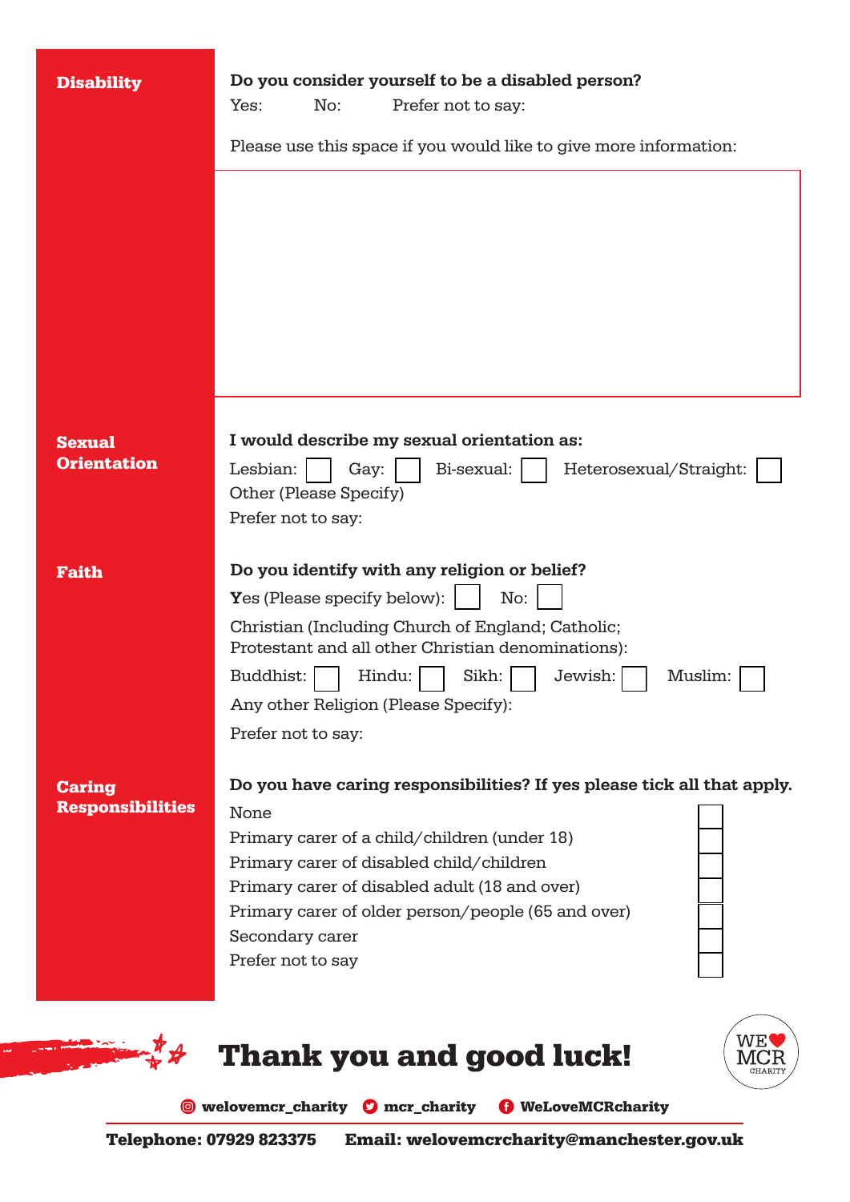## Disability

**Do you consider yourself to be a disabled person?**

Yes: No: Prefer not to say:

Please use this space if you would like to give more information:

## Sexual Orientation

**I would describe my sexual orientation as:**

Lesbian: ☐ Gay: ☐ Bi-sexual: ☐ Heterosexual/Straight: ☐

Other (Please Specify)

Prefer not to say:

## Faith

**Do you identify with any religion or belief?**

Yes (Please specify below): ☐ No: ☐

Christian (Including Church of England; Catholic; Protestant and all other Christian denominations):

Buddhist: ☐ Hindu: ☐ Sikh: ☐ Jewish: ☐ Muslim: ☐

Any other Religion (Please Specify):

Prefer not to say:

## Caring Responsibilities

**Do you have caring responsibilities? If yes please tick all that apply.**

- None ☐
- Primary carer of a child/children (under 18) ☐
- Primary carer of disabled child/children ☐
- Primary carer of disabled adult (18 and over) ☐
- Primary carer of older person/people (65 and over) ☐
- Secondary carer ☐
- Prefer not to say ☐

# Thank you and good luck!

WE ❤ MCR CHARITY

welovemcr_charity mcr_charity WeLoveMCRcharity

**Telephone: 07929 823375** **Email: welovemcrcharity@manchester.gov.uk**